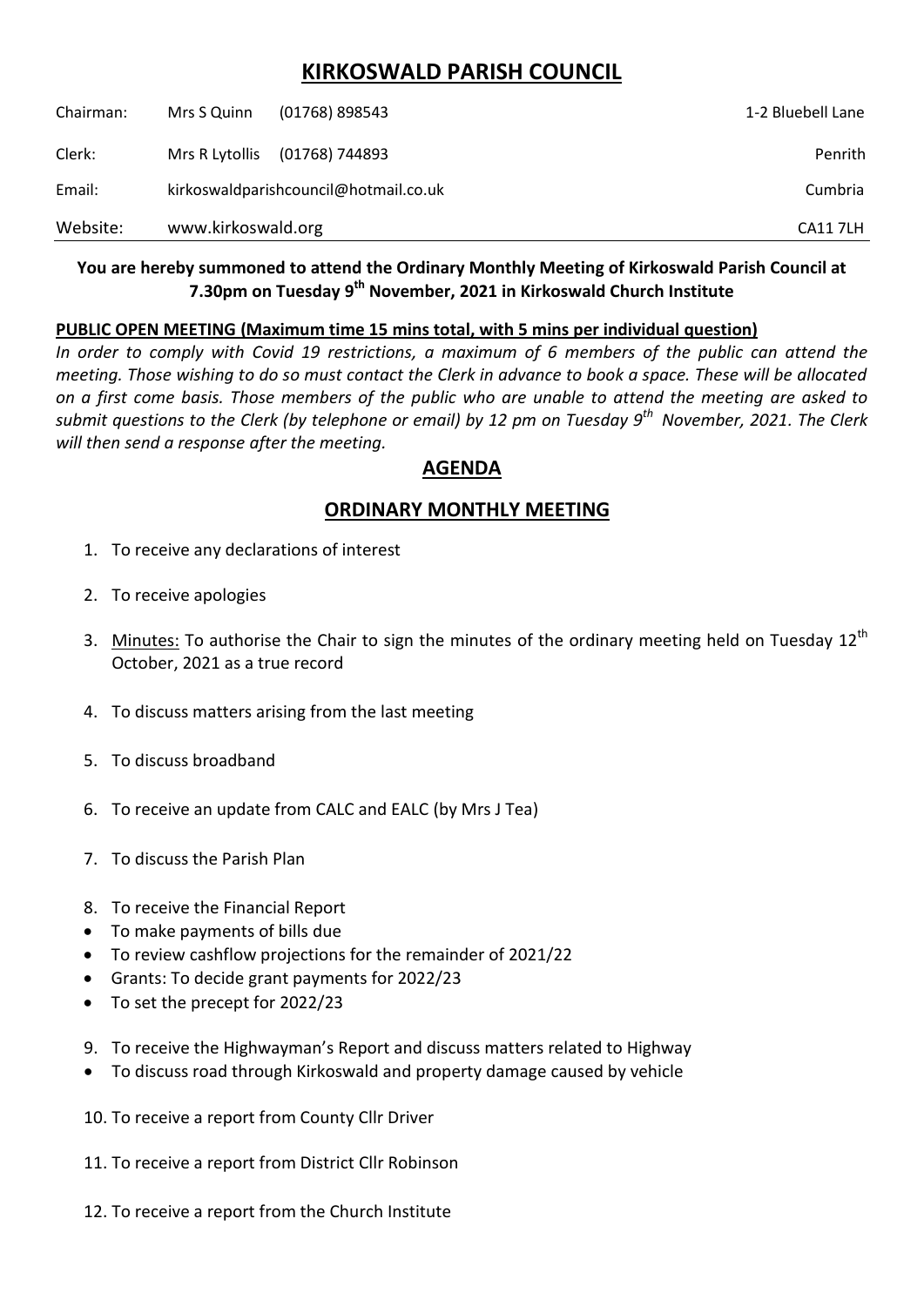# KIRKOSWALD PARISH COUNCIL

| | | | |
|---|---|---|---|
| Chairman: | Mrs S Quinn | (01768) 898543 | 1-2 Bluebell Lane |
| Clerk: | Mrs R Lytollis | (01768) 744893 | Penrith |
| Email: | kirkoswaldparishcouncil@hotmail.co.uk | | Cumbria |
| Website: | www.kirkoswald.org | | CA11 7LH |

**You are hereby summoned to attend the Ordinary Monthly Meeting of Kirkoswald Parish Council at 7.30pm on Tuesday 9th November, 2021 in Kirkoswald Church Institute**

**PUBLIC OPEN MEETING (Maximum time 15 mins total, with 5 mins per individual question)**

*In order to comply with Covid 19 restrictions, a maximum of 6 members of the public can attend the meeting. Those wishing to do so must contact the Clerk in advance to book a space. These will be allocated on a first come basis. Those members of the public who are unable to attend the meeting are asked to submit questions to the Clerk (by telephone or email) by 12 pm on Tuesday 9th November, 2021. The Clerk will then send a response after the meeting.*

## AGENDA

## ORDINARY MONTHLY MEETING

1. To receive any declarations of interest
2. To receive apologies
3. Minutes: To authorise the Chair to sign the minutes of the ordinary meeting held on Tuesday 12th October, 2021 as a true record
4. To discuss matters arising from the last meeting
5. To discuss broadband
6. To receive an update from CALC and EALC (by Mrs J Tea)
7. To discuss the Parish Plan
8. To receive the Financial Report
   - To make payments of bills due
   - To review cashflow projections for the remainder of 2021/22
   - Grants: To decide grant payments for 2022/23
   - To set the precept for 2022/23
9. To receive the Highwayman's Report and discuss matters related to Highway
   - To discuss road through Kirkoswald and property damage caused by vehicle
10. To receive a report from County Cllr Driver
11. To receive a report from District Cllr Robinson
12. To receive a report from the Church Institute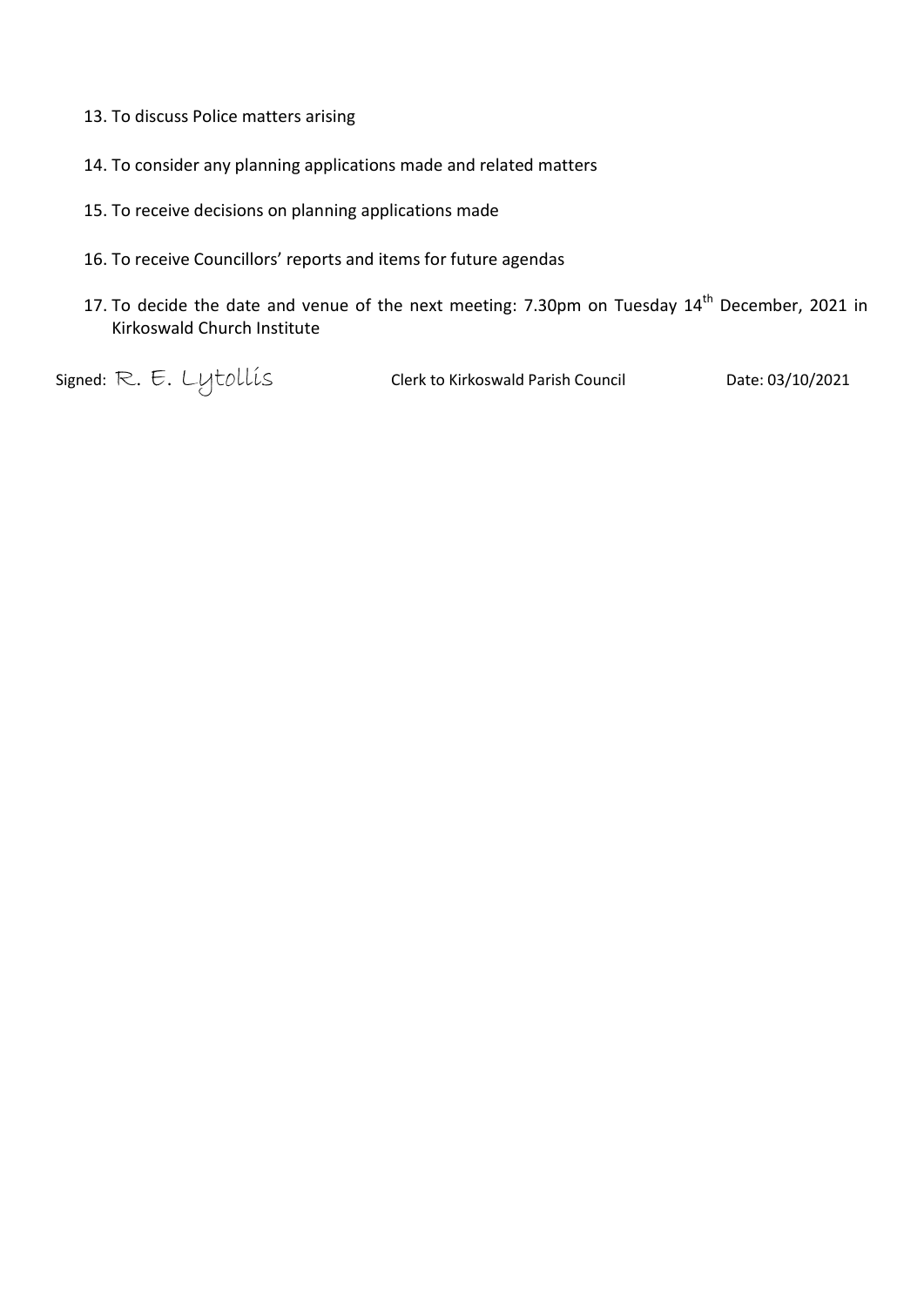13. To discuss Police matters arising

14. To consider any planning applications made and related matters

15. To receive decisions on planning applications made

16. To receive Councillors' reports and items for future agendas

17. To decide the date and venue of the next meeting: 7.30pm on Tuesday 14th December, 2021 in Kirkoswald Church Institute

Signed: R. E. Lytollis Clerk to Kirkoswald Parish Council Date: 03/10/2021